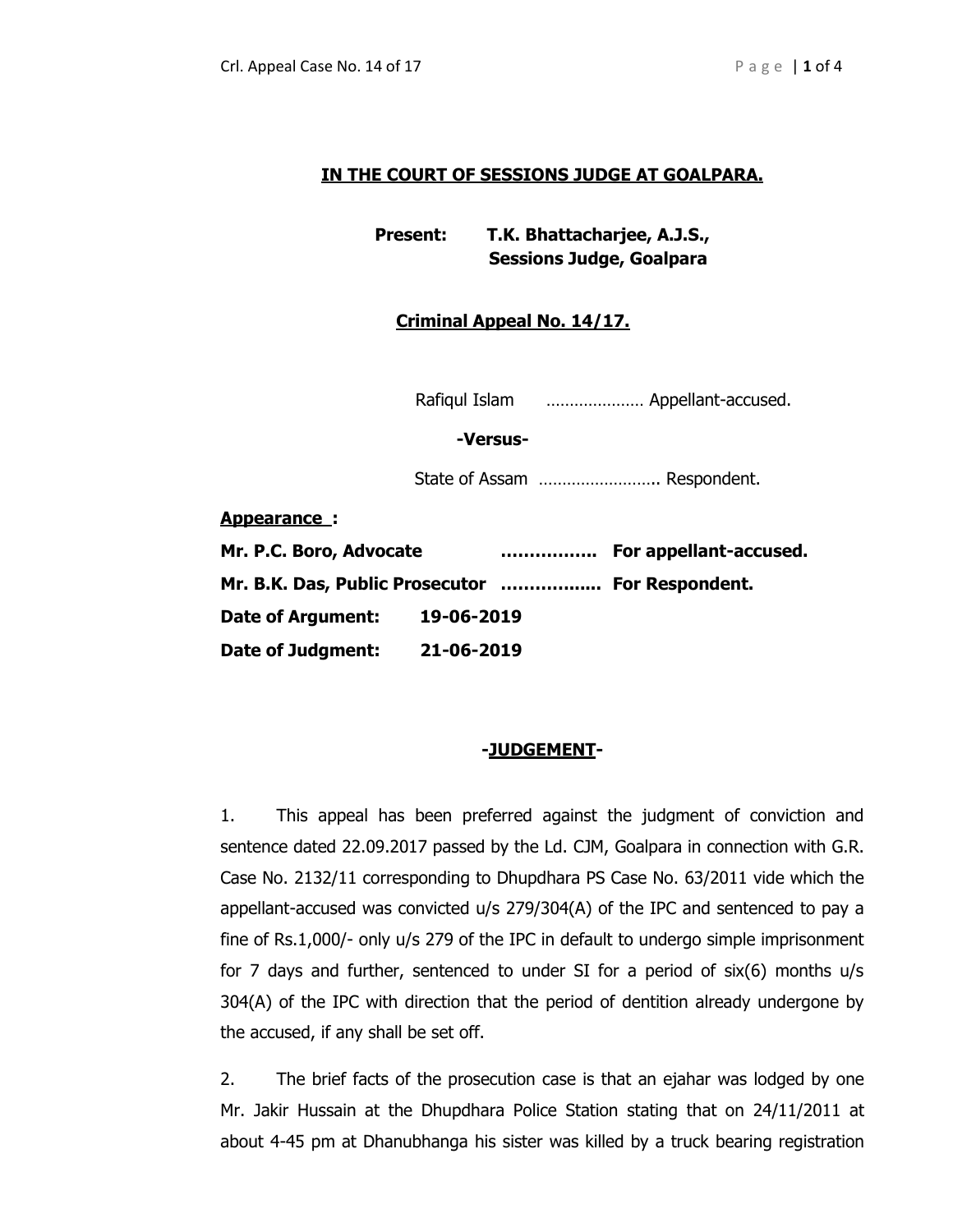**IN THE COURT OF SESSIONS JUDGE AT GOALPARA.**

**Present: T.K. Bhattacharjee, A.J.S., Sessions Judge, Goalpara**

**Criminal Appeal No. 14/17.**

Rafiqul Islam ………………… Appellant-accused.

**-Versus-**

State of Assam …………………….. Respondent.

**Appearance :**

**Mr. P.C. Boro, Advocate …………….. For appellant-accused.**

**Mr. B.K. Das, Public Prosecutor …………….. For Respondent.**

**Date of Argument: 19-06-2019**

**Date of Judgment: 21-06-2019**

**-JUDGEMENT-**

1. This appeal has been preferred against the judgment of conviction and sentence dated 22.09.2017 passed by the Ld. CJM, Goalpara in connection with G.R. Case No. 2132/11 corresponding to Dhupdhara PS Case No. 63/2011 vide which the appellant-accused was convicted u/s 279/304(A) of the IPC and sentenced to pay a fine of Rs.1,000/- only u/s 279 of the IPC in default to undergo simple imprisonment for 7 days and further, sentenced to under SI for a period of six(6) months u/s 304(A) of the IPC with direction that the period of dentition already undergone by the accused, if any shall be set off.

2. The brief facts of the prosecution case is that an ejahar was lodged by one Mr. Jakir Hussain at the Dhupdhara Police Station stating that on 24/11/2011 at about 4-45 pm at Dhanubhanga his sister was killed by a truck bearing registration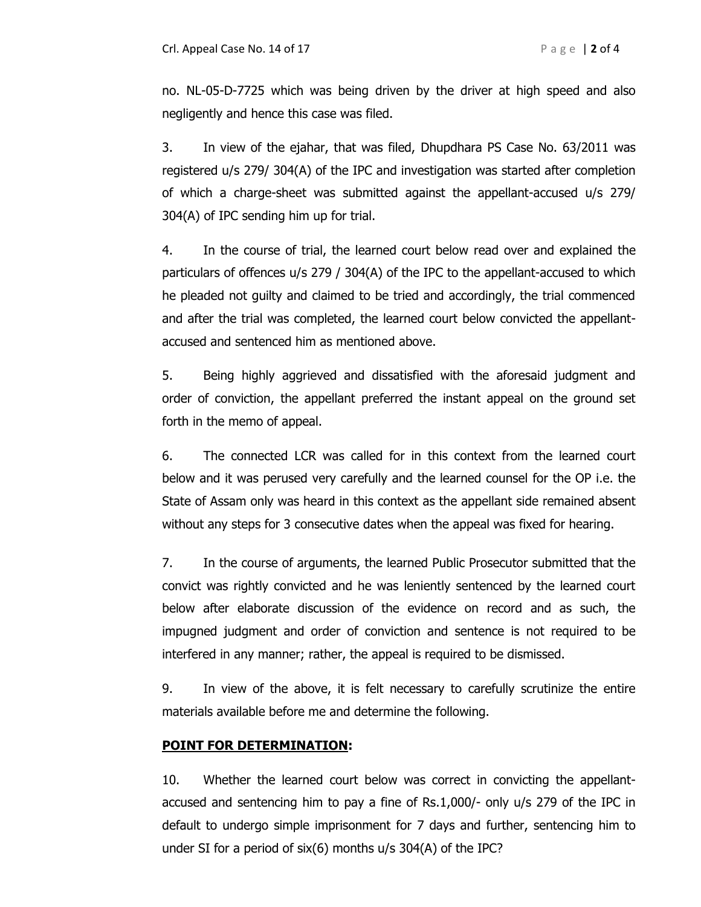no. NL-05-D-7725 which was being driven by the driver at high speed and also negligently and hence this case was filed.

3. In view of the ejahar, that was filed, Dhupdhara PS Case No. 63/2011 was registered u/s 279/ 304(A) of the IPC and investigation was started after completion of which a charge-sheet was submitted against the appellant-accused u/s 279/ 304(A) of IPC sending him up for trial.

4. In the course of trial, the learned court below read over and explained the particulars of offences u/s 279 / 304(A) of the IPC to the appellant-accused to which he pleaded not guilty and claimed to be tried and accordingly, the trial commenced and after the trial was completed, the learned court below convicted the appellant-accused and sentenced him as mentioned above.

5. Being highly aggrieved and dissatisfied with the aforesaid judgment and order of conviction, the appellant preferred the instant appeal on the ground set forth in the memo of appeal.

6. The connected LCR was called for in this context from the learned court below and it was perused very carefully and the learned counsel for the OP i.e. the State of Assam only was heard in this context as the appellant side remained absent without any steps for 3 consecutive dates when the appeal was fixed for hearing.

7. In the course of arguments, the learned Public Prosecutor submitted that the convict was rightly convicted and he was leniently sentenced by the learned court below after elaborate discussion of the evidence on record and as such, the impugned judgment and order of conviction and sentence is not required to be interfered in any manner; rather, the appeal is required to be dismissed.

9. In view of the above, it is felt necessary to carefully scrutinize the entire materials available before me and determine the following.

**<u>POINT FOR DETERMINATION</u>:**

10. Whether the learned court below was correct in convicting the appellant-accused and sentencing him to pay a fine of Rs.1,000/- only u/s 279 of the IPC in default to undergo simple imprisonment for 7 days and further, sentencing him to under SI for a period of six(6) months u/s 304(A) of the IPC?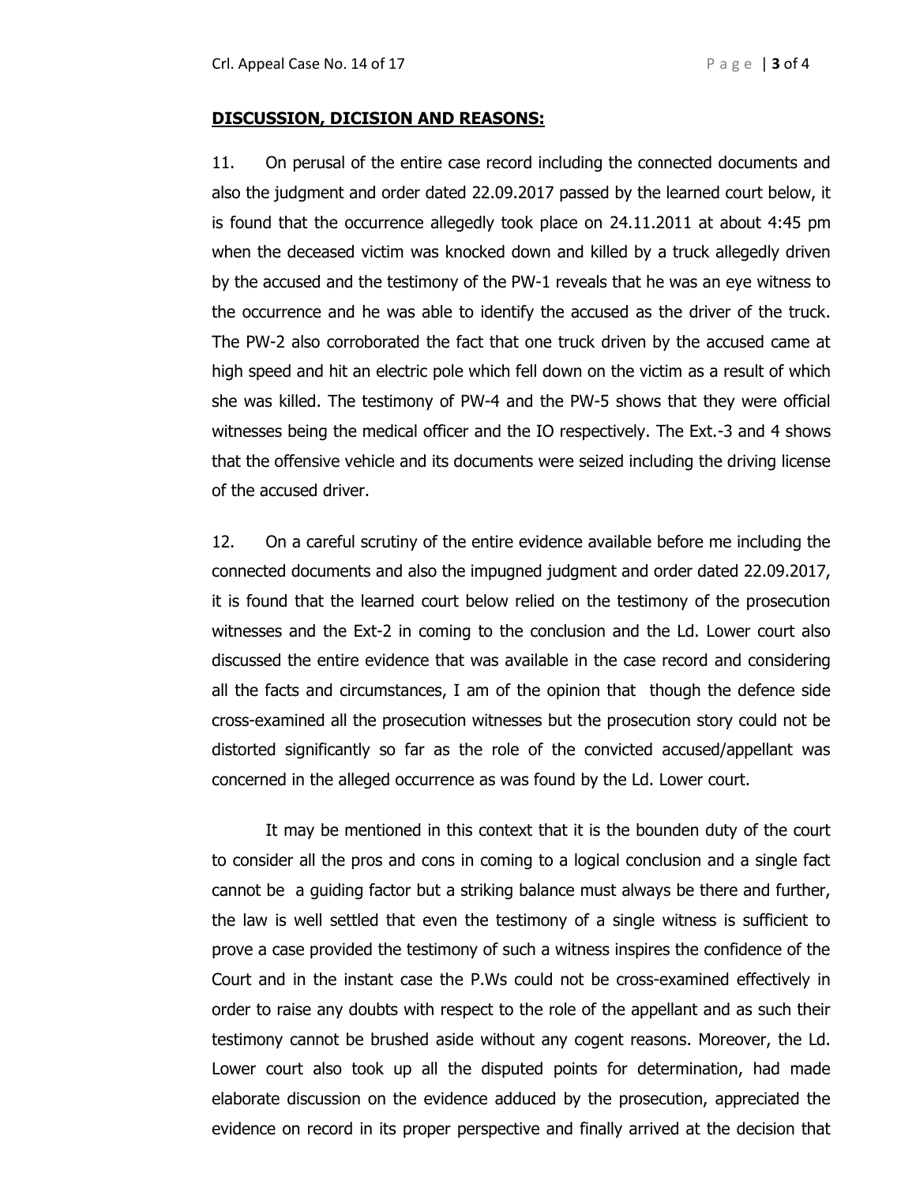**DISCUSSION, DICISION AND REASONS:**

11. On perusal of the entire case record including the connected documents and also the judgment and order dated 22.09.2017 passed by the learned court below, it is found that the occurrence allegedly took place on 24.11.2011 at about 4:45 pm when the deceased victim was knocked down and killed by a truck allegedly driven by the accused and the testimony of the PW-1 reveals that he was an eye witness to the occurrence and he was able to identify the accused as the driver of the truck. The PW-2 also corroborated the fact that one truck driven by the accused came at high speed and hit an electric pole which fell down on the victim as a result of which she was killed. The testimony of PW-4 and the PW-5 shows that they were official witnesses being the medical officer and the IO respectively. The Ext.-3 and 4 shows that the offensive vehicle and its documents were seized including the driving license of the accused driver.

12. On a careful scrutiny of the entire evidence available before me including the connected documents and also the impugned judgment and order dated 22.09.2017, it is found that the learned court below relied on the testimony of the prosecution witnesses and the Ext-2 in coming to the conclusion and the Ld. Lower court also discussed the entire evidence that was available in the case record and considering all the facts and circumstances, I am of the opinion that though the defence side cross-examined all the prosecution witnesses but the prosecution story could not be distorted significantly so far as the role of the convicted accused/appellant was concerned in the alleged occurrence as was found by the Ld. Lower court.

It may be mentioned in this context that it is the bounden duty of the court to consider all the pros and cons in coming to a logical conclusion and a single fact cannot be a guiding factor but a striking balance must always be there and further, the law is well settled that even the testimony of a single witness is sufficient to prove a case provided the testimony of such a witness inspires the confidence of the Court and in the instant case the P.Ws could not be cross-examined effectively in order to raise any doubts with respect to the role of the appellant and as such their testimony cannot be brushed aside without any cogent reasons. Moreover, the Ld. Lower court also took up all the disputed points for determination, had made elaborate discussion on the evidence adduced by the prosecution, appreciated the evidence on record in its proper perspective and finally arrived at the decision that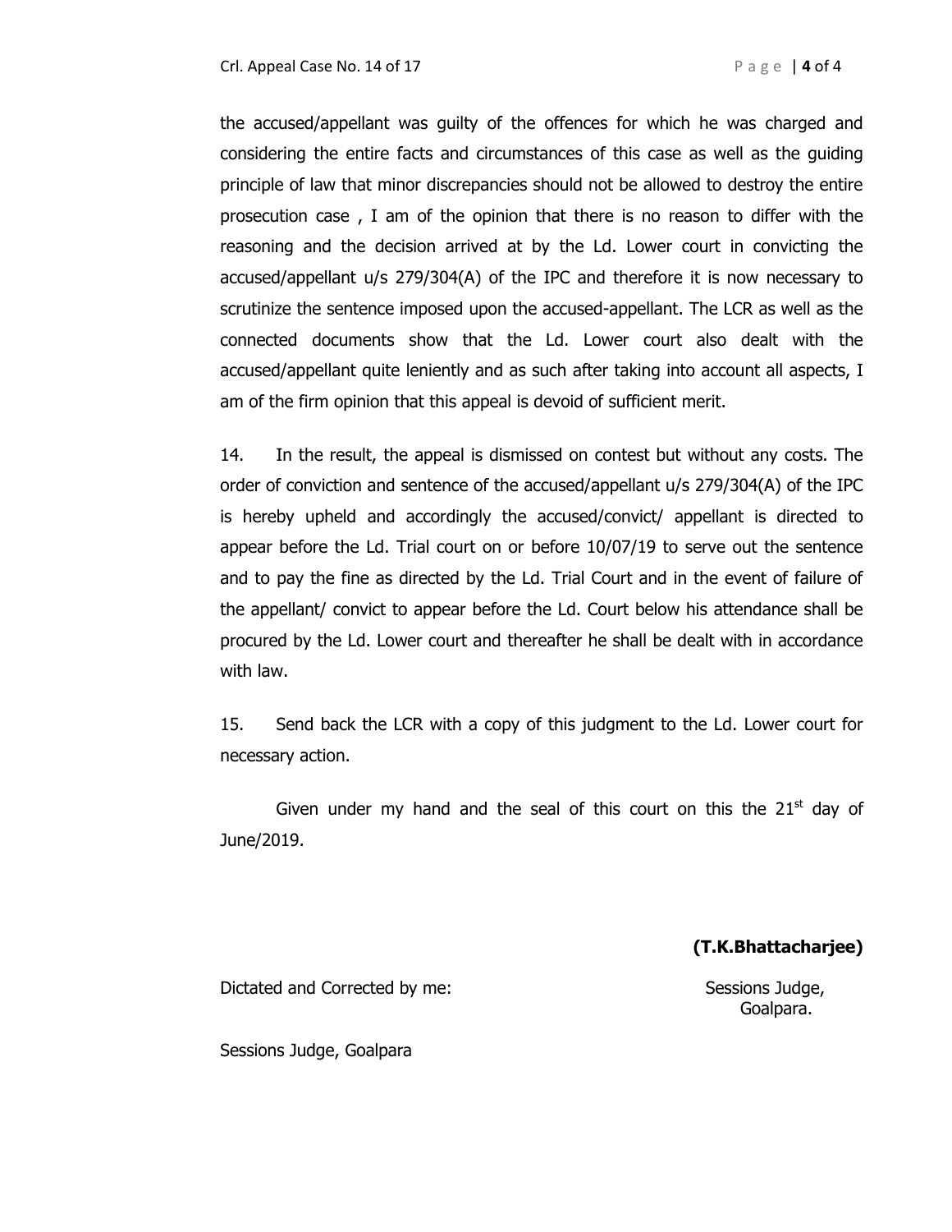the accused/appellant was guilty of the offences for which he was charged and considering the entire facts and circumstances of this case as well as the guiding principle of law that minor discrepancies should not be allowed to destroy the entire prosecution case , I am of the opinion that there is no reason to differ with the reasoning and the decision arrived at by the Ld. Lower court in convicting the accused/appellant u/s 279/304(A) of the IPC and therefore it is now necessary to scrutinize the sentence imposed upon the accused-appellant. The LCR as well as the connected documents show that the Ld. Lower court also dealt with the accused/appellant quite leniently and as such after taking into account all aspects, I am of the firm opinion that this appeal is devoid of sufficient merit.

14. In the result, the appeal is dismissed on contest but without any costs. The order of conviction and sentence of the accused/appellant u/s 279/304(A) of the IPC is hereby upheld and accordingly the accused/convict/ appellant is directed to appear before the Ld. Trial court on or before 10/07/19 to serve out the sentence and to pay the fine as directed by the Ld. Trial Court and in the event of failure of the appellant/ convict to appear before the Ld. Court below his attendance shall be procured by the Ld. Lower court and thereafter he shall be dealt with in accordance with law.

15. Send back the LCR with a copy of this judgment to the Ld. Lower court for necessary action.

Given under my hand and the seal of this court on this the 21st day of June/2019.

**(T.K.Bhattacharjee)**

Sessions Judge,
Goalpara.

Dictated and Corrected by me:

Sessions Judge, Goalpara